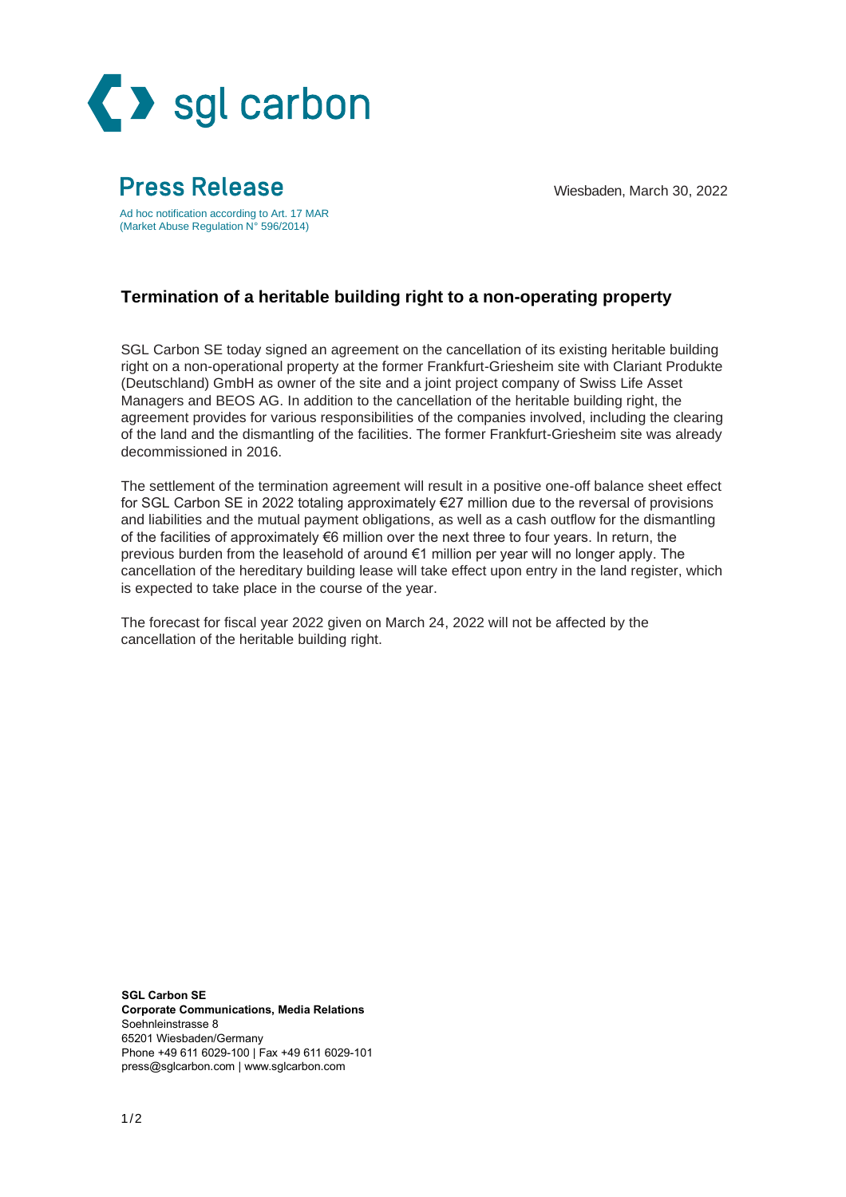sgl carbon

# Press Release

Wiesbaden, March 30, 2022

Ad hoc notification according to Art. 17 MAR
(Market Abuse Regulation N° 596/2014)

## Termination of a heritable building right to a non-operating property

SGL Carbon SE today signed an agreement on the cancellation of its existing heritable building right on a non-operational property at the former Frankfurt-Griesheim site with Clariant Produkte (Deutschland) GmbH as owner of the site and a joint project company of Swiss Life Asset Managers and BEOS AG. In addition to the cancellation of the heritable building right, the agreement provides for various responsibilities of the companies involved, including the clearing of the land and the dismantling of the facilities. The former Frankfurt-Griesheim site was already decommissioned in 2016.

The settlement of the termination agreement will result in a positive one-off balance sheet effect for SGL Carbon SE in 2022 totaling approximately €27 million due to the reversal of provisions and liabilities and the mutual payment obligations, as well as a cash outflow for the dismantling of the facilities of approximately €6 million over the next three to four years. In return, the previous burden from the leasehold of around €1 million per year will no longer apply. The cancellation of the hereditary building lease will take effect upon entry in the land register, which is expected to take place in the course of the year.

The forecast for fiscal year 2022 given on March 24, 2022 will not be affected by the cancellation of the heritable building right.

**SGL Carbon SE**
**Corporate Communications, Media Relations**
Soehnleinstrasse 8
65201 Wiesbaden/Germany
Phone +49 611 6029-100 | Fax +49 611 6029-101
press@sglcarbon.com | www.sglcarbon.com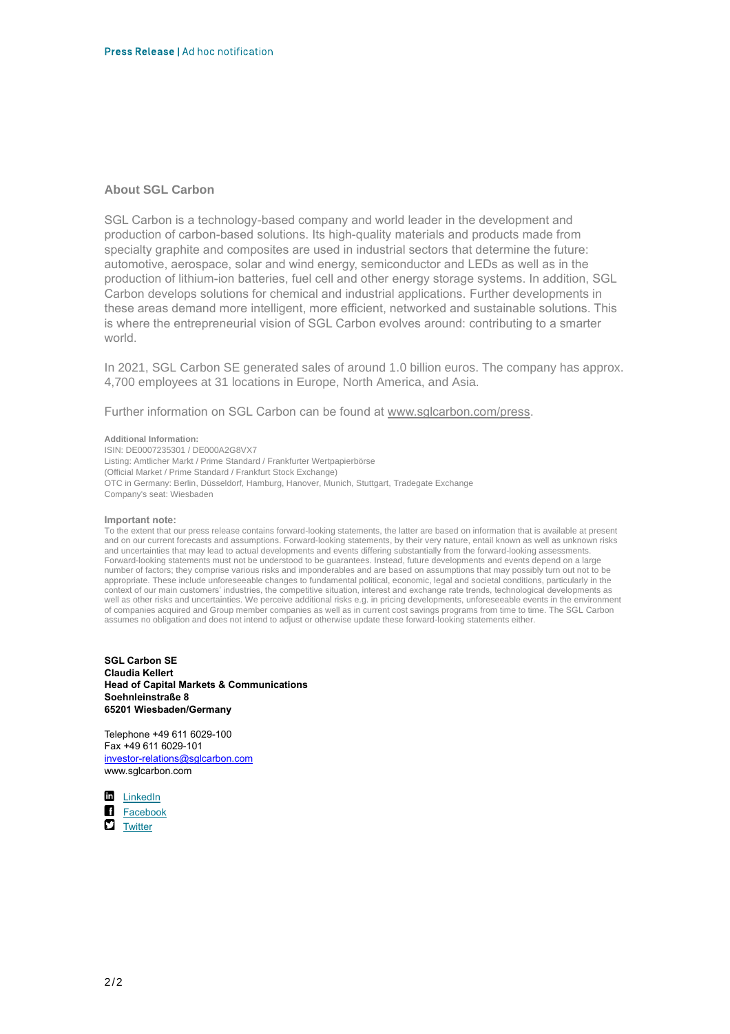## About SGL Carbon

SGL Carbon is a technology-based company and world leader in the development and production of carbon-based solutions. Its high-quality materials and products made from specialty graphite and composites are used in industrial sectors that determine the future: automotive, aerospace, solar and wind energy, semiconductor and LEDs as well as in the production of lithium-ion batteries, fuel cell and other energy storage systems. In addition, SGL Carbon develops solutions for chemical and industrial applications. Further developments in these areas demand more intelligent, more efficient, networked and sustainable solutions. This is where the entrepreneurial vision of SGL Carbon evolves around: contributing to a smarter world.

In 2021, SGL Carbon SE generated sales of around 1.0 billion euros. The company has approx. 4,700 employees at 31 locations in Europe, North America, and Asia.

Further information on SGL Carbon can be found at www.sglcarbon.com/press.

**Additional Information:**
ISIN: DE0007235301 / DE000A2G8VX7
Listing: Amtlicher Markt / Prime Standard / Frankfurter Wertpapierbörse
(Official Market / Prime Standard / Frankfurt Stock Exchange)
OTC in Germany: Berlin, Düsseldorf, Hamburg, Hanover, Munich, Stuttgart, Tradegate Exchange
Company's seat: Wiesbaden

**Important note:**
To the extent that our press release contains forward-looking statements, the latter are based on information that is available at present and on our current forecasts and assumptions. Forward-looking statements, by their very nature, entail known as well as unknown risks and uncertainties that may lead to actual developments and events differing substantially from the forward-looking assessments. Forward-looking statements must not be understood to be guarantees. Instead, future developments and events depend on a large number of factors; they comprise various risks and imponderables and are based on assumptions that may possibly turn out not to be appropriate. These include unforeseeable changes to fundamental political, economic, legal and societal conditions, particularly in the context of our main customers' industries, the competitive situation, interest and exchange rate trends, technological developments as well as other risks and uncertainties. We perceive additional risks e.g. in pricing developments, unforeseeable events in the environment of companies acquired and Group member companies as well as in current cost savings programs from time to time. The SGL Carbon assumes no obligation and does not intend to adjust or otherwise update these forward-looking statements either.

**SGL Carbon SE**
**Claudia Kellert**
**Head of Capital Markets & Communications**
**Soehnleinstraße 8**
**65201 Wiesbaden/Germany**

Telephone +49 611 6029-100
Fax +49 611 6029-101
investor-relations@sglcarbon.com
www.sglcarbon.com

LinkedIn
Facebook
Twitter